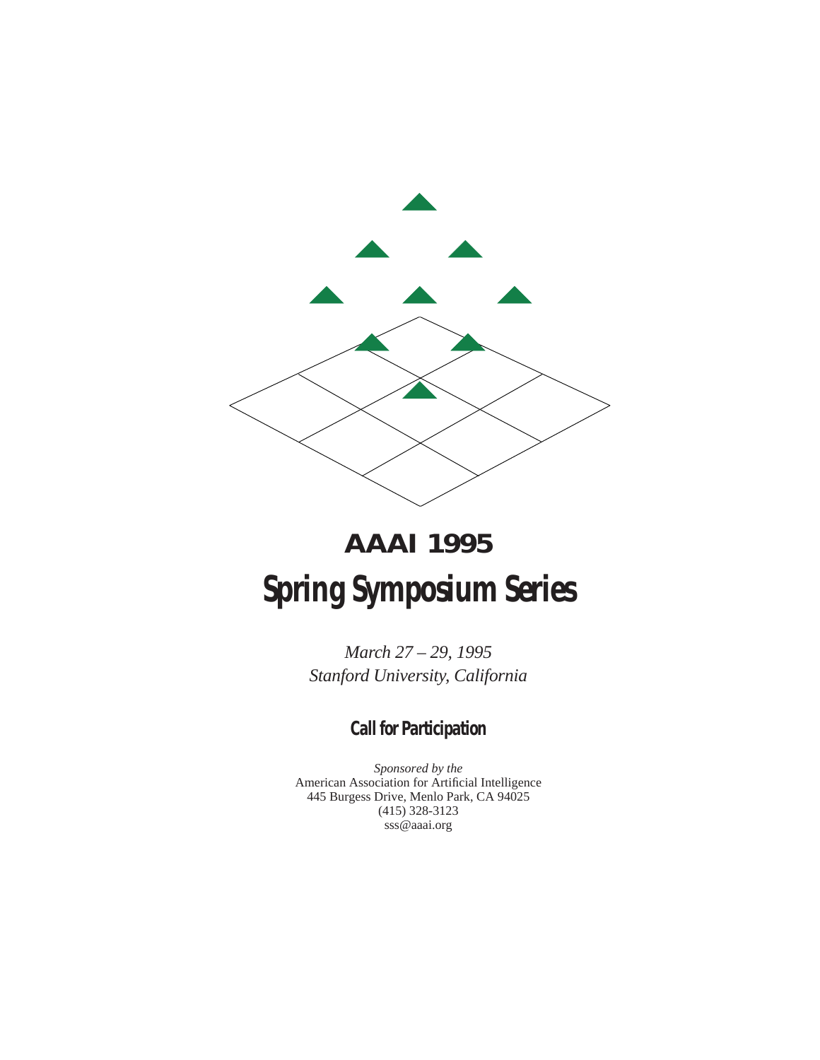# AAAI 1995

# Spring Symposium Series

*March 27 – 29, 1995*
*Stanford University, California*

## Call for Participation

*Sponsored by the*
American Association for Artificial Intelligence
445 Burgess Drive, Menlo Park, CA 94025
(415) 328-3123
sss@aaai.org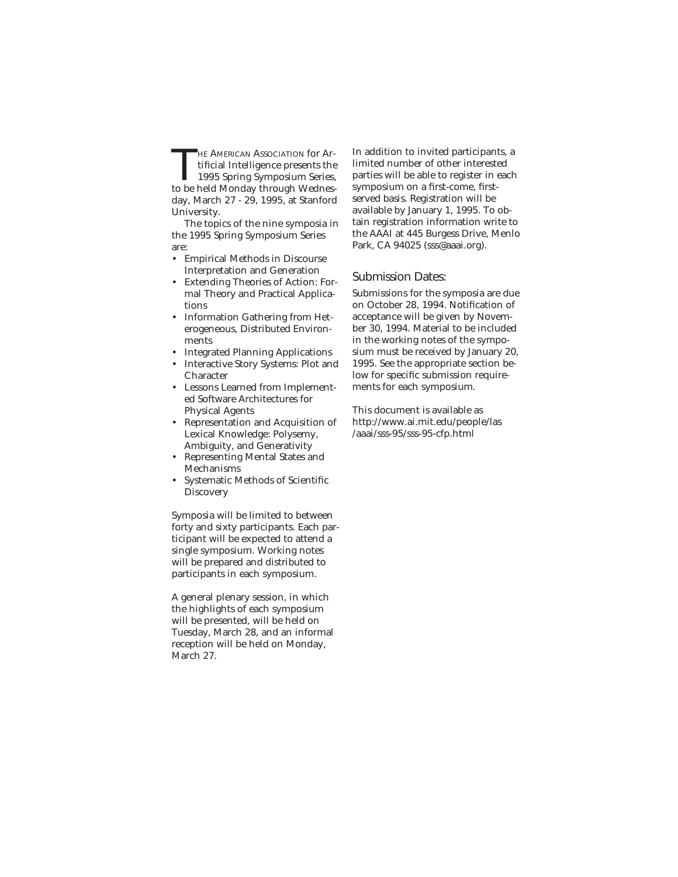The American Association for Artificial Intelligence presents the 1995 Spring Symposium Series, to be held Monday through Wednesday, March 27 - 29, 1995, at Stanford University.

The topics of the nine symposia in the 1995 Spring Symposium Series are:

- Empirical Methods in Discourse Interpretation and Generation
- Extending Theories of Action: Formal Theory and Practical Applications
- Information Gathering from Heterogeneous, Distributed Environments
- Integrated Planning Applications
- Interactive Story Systems: Plot and Character
- Lessons Learned from Implemented Software Architectures for Physical Agents
- Representation and Acquisition of Lexical Knowledge: Polysemy, Ambiguity, and Generativity
- Representing Mental States and Mechanisms
- Systematic Methods of Scientific Discovery

Symposia will be limited to between forty and sixty participants. Each participant will be expected to attend a single symposium. Working notes will be prepared and distributed to participants in each symposium.

A general plenary session, in which the highlights of each symposium will be presented, will be held on Tuesday, March 28, and an informal reception will be held on Monday, March 27.

In addition to invited participants, a limited number of other interested parties will be able to register in each symposium on a first-come, first-served basis. Registration will be available by January 1, 1995. To obtain registration information write to the AAAI at 445 Burgess Drive, Menlo Park, CA 94025 (sss@aaai.org).

## Submission Dates:

Submissions for the symposia are due on October 28, 1994. Notification of acceptance will be given by November 30, 1994. Material to be included in the working notes of the symposium must be received by January 20, 1995. See the appropriate section below for specific submission requirements for each symposium.

This document is available as http://www.ai.mit.edu/people/las/aaai/sss-95/sss-95-cfp.html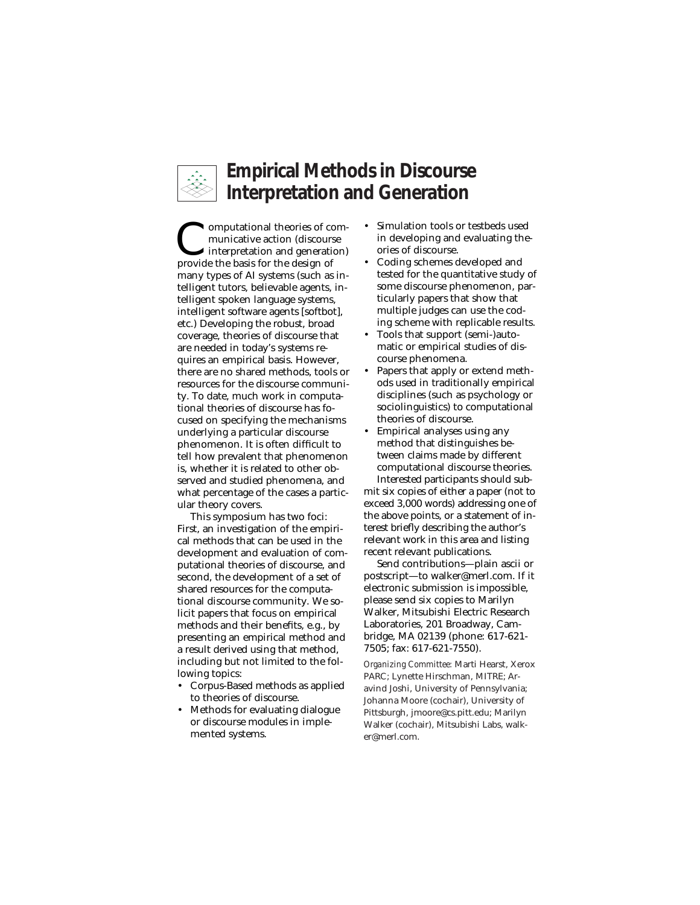# Empirical Methods in Discourse Interpretation and Generation

Computational theories of communicative action (discourse interpretation and generation) provide the basis for the design of many types of AI systems (such as intelligent tutors, believable agents, intelligent spoken language systems, intelligent software agents [softbot], etc.) Developing the robust, broad coverage, theories of discourse that are needed in today's systems requires an empirical basis. However, there are no shared methods, tools or resources for the discourse community. To date, much work in computational theories of discourse has focused on specifying the mechanisms underlying a particular discourse phenomenon. It is often difficult to tell how prevalent that phenomenon is, whether it is related to other observed and studied phenomena, and what percentage of the cases a particular theory covers.

This symposium has two foci: First, an investigation of the empirical methods that can be used in the development and evaluation of computational theories of discourse, and second, the development of a set of shared resources for the computational discourse community. We solicit papers that focus on empirical methods and their benefits, e.g., by presenting an empirical method and a result derived using that method, including but not limited to the following topics:

- Corpus-Based methods as applied to theories of discourse.
- Methods for evaluating dialogue or discourse modules in implemented systems.
- Simulation tools or testbeds used in developing and evaluating theories of discourse.
- Coding schemes developed and tested for the quantitative study of some discourse phenomenon, particularly papers that show that multiple judges can use the coding scheme with replicable results.
- Tools that support (semi-)automatic or empirical studies of discourse phenomena.
- Papers that apply or extend methods used in traditionally empirical disciplines (such as psychology or sociolinguistics) to computational theories of discourse.
- Empirical analyses using any method that distinguishes between claims made by different computational discourse theories.

Interested participants should submit six copies of either a paper (not to exceed 3,000 words) addressing one of the above points, or a statement of interest briefly describing the author's relevant work in this area and listing recent relevant publications.

Send contributions—plain ascii or postscript—to walker@merl.com. If it electronic submission is impossible, please send six copies to Marilyn Walker, Mitsubishi Electric Research Laboratories, 201 Broadway, Cambridge, MA 02139 (phone: 617-621-7505; fax: 617-621-7550).

*Organizing Committee:* Marti Hearst, Xerox PARC; Lynette Hirschman, MITRE; Aravind Joshi, University of Pennsylvania; Johanna Moore (cochair), University of Pittsburgh, jmoore@cs.pitt.edu; Marilyn Walker (cochair), Mitsubishi Labs, walker@merl.com.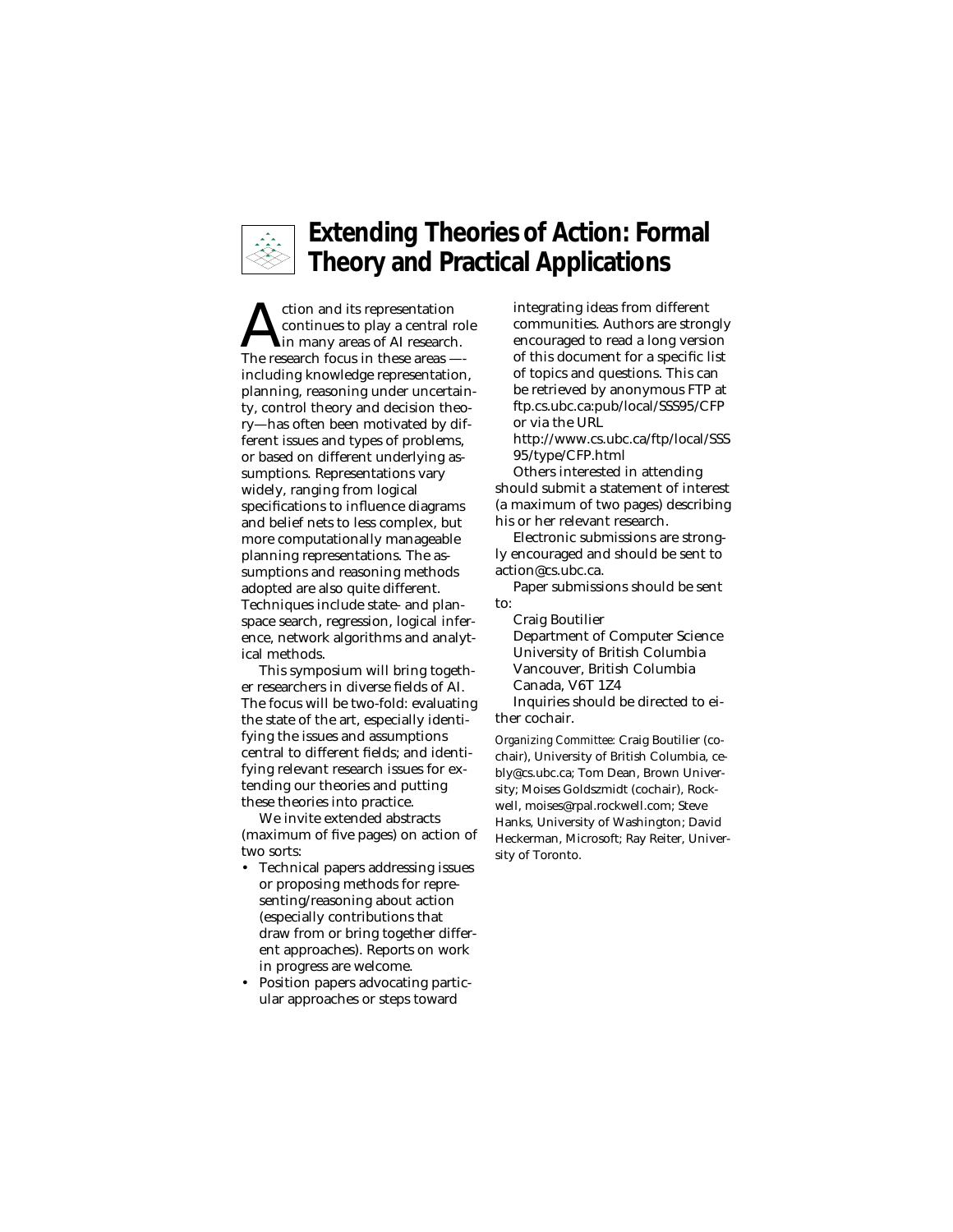# Extending Theories of Action: Formal Theory and Practical Applications

Action and its representation continues to play a central role in many areas of AI research. The research focus in these areas —-including knowledge representation, planning, reasoning under uncertainty, control theory and decision theory—has often been motivated by different issues and types of problems, or based on different underlying assumptions. Representations vary widely, ranging from logical specifications to influence diagrams and belief nets to less complex, but more computationally manageable planning representations. The assumptions and reasoning methods adopted are also quite different. Techniques include state- and plan-space search, regression, logical inference, network algorithms and analytical methods.

This symposium will bring together researchers in diverse fields of AI. The focus will be two-fold: evaluating the state of the art, especially identifying the issues and assumptions central to different fields; and identifying relevant research issues for extending our theories and putting these theories into practice.

We invite extended abstracts (maximum of five pages) on action of two sorts:

- Technical papers addressing issues or proposing methods for representing/reasoning about action (especially contributions that draw from or bring together different approaches). Reports on work in progress are welcome.
- Position papers advocating particular approaches or steps toward integrating ideas from different communities. Authors are strongly encouraged to read a long version of this document for a specific list of topics and questions. This can be retrieved by anonymous FTP at ftp.cs.ubc.ca:pub/local/SSS95/CFP or via the URL http://www.cs.ubc.ca/ftp/local/SSS95/type/CFP.html

Others interested in attending should submit a statement of interest (a maximum of two pages) describing his or her relevant research.

Electronic submissions are strongly encouraged and should be sent to action@cs.ubc.ca.

Paper submissions should be sent to:

Craig Boutilier
Department of Computer Science
University of British Columbia
Vancouver, British Columbia
Canada, V6T 1Z4

Inquiries should be directed to either cochair.

*Organizing Committee:* Craig Boutilier (cochair), University of British Columbia, cebly@cs.ubc.ca; Tom Dean, Brown University; Moises Goldszmidt (cochair), Rockwell, moises@rpal.rockwell.com; Steve Hanks, University of Washington; David Heckerman, Microsoft; Ray Reiter, University of Toronto.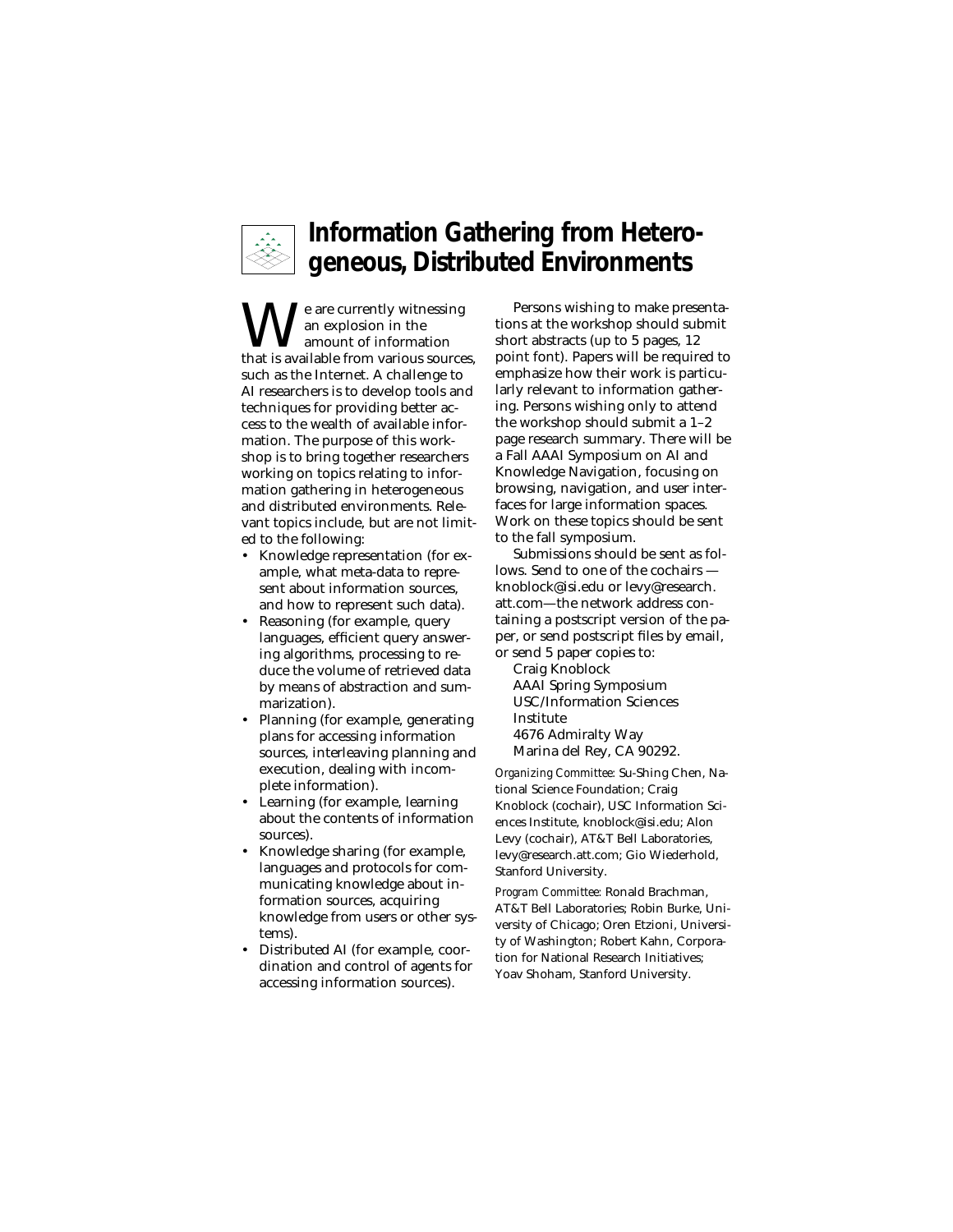# Information Gathering from Heterogeneous, Distributed Environments

We are currently witnessing an explosion in the amount of information that is available from various sources, such as the Internet. A challenge to AI researchers is to develop tools and techniques for providing better access to the wealth of available information. The purpose of this workshop is to bring together researchers working on topics relating to information gathering in heterogeneous and distributed environments. Relevant topics include, but are not limited to the following:

- Knowledge representation (for example, what meta-data to represent about information sources, and how to represent such data).
- Reasoning (for example, query languages, efficient query answering algorithms, processing to reduce the volume of retrieved data by means of abstraction and summarization).
- Planning (for example, generating plans for accessing information sources, interleaving planning and execution, dealing with incomplete information).
- Learning (for example, learning about the contents of information sources).
- Knowledge sharing (for example, languages and protocols for communicating knowledge about information sources, acquiring knowledge from users or other systems).
- Distributed AI (for example, coordination and control of agents for accessing information sources).

Persons wishing to make presentations at the workshop should submit short abstracts (up to 5 pages, 12 point font). Papers will be required to emphasize how their work is particularly relevant to information gathering. Persons wishing only to attend the workshop should submit a 1–2 page research summary. There will be a Fall AAAI Symposium on AI and Knowledge Navigation, focusing on browsing, navigation, and user interfaces for large information spaces. Work on these topics should be sent to the fall symposium.

Submissions should be sent as follows. Send to one of the cochairs — knoblock@isi.edu or levy@research.att.com—the network address containing a postscript version of the paper, or send postscript files by email, or send 5 paper copies to:

Craig Knoblock
AAAI Spring Symposium
USC/Information Sciences Institute
4676 Admiralty Way
Marina del Rey, CA 90292.

*Organizing Committee:* Su-Shing Chen, National Science Foundation; Craig Knoblock (cochair), USC Information Sciences Institute, knoblock@isi.edu; Alon Levy (cochair), AT&T Bell Laboratories, levy@research.att.com; Gio Wiederhold, Stanford University.

*Program Committee:* Ronald Brachman, AT&T Bell Laboratories; Robin Burke, University of Chicago; Oren Etzioni, University of Washington; Robert Kahn, Corporation for National Research Initiatives; Yoav Shoham, Stanford University.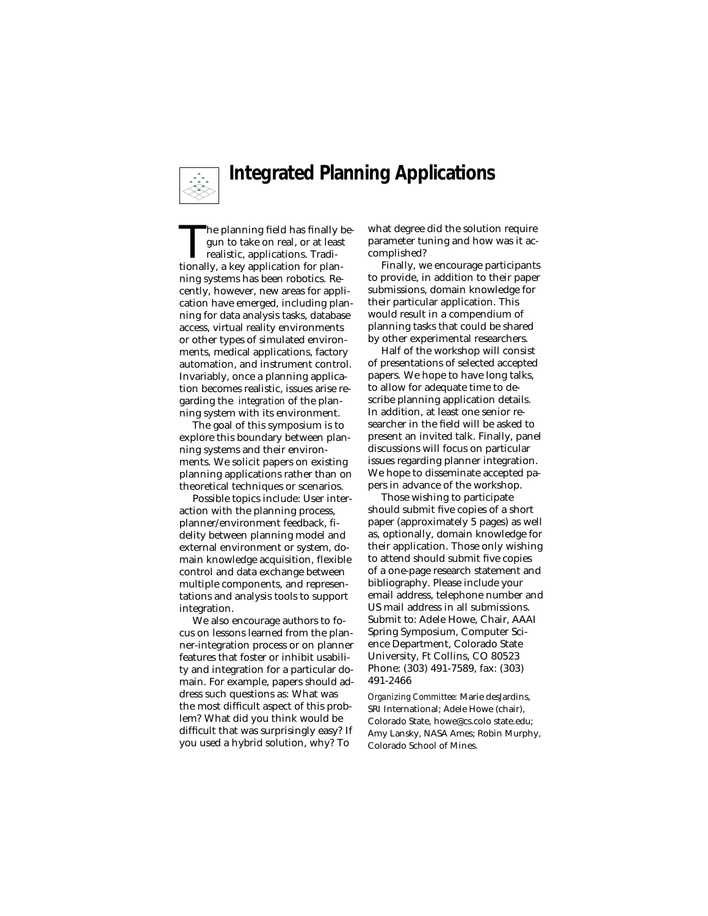# Integrated Planning Applications

The planning field has finally begun to take on real, or at least realistic, applications. Traditionally, a key application for planning systems has been robotics. Recently, however, new areas for application have emerged, including planning for data analysis tasks, database access, virtual reality environments or other types of simulated environments, medical applications, factory automation, and instrument control. Invariably, once a planning application becomes realistic, issues arise regarding the *integration* of the planning system with its environment.

The goal of this symposium is to explore this boundary between planning systems and their environments. We solicit papers on existing planning applications rather than on theoretical techniques or scenarios.

Possible topics include: User interaction with the planning process, planner/environment feedback, fidelity between planning model and external environment or system, domain knowledge acquisition, flexible control and data exchange between multiple components, and representations and analysis tools to support integration.

We also encourage authors to focus on lessons learned from the planner-integration process or on planner features that foster or inhibit usability and integration for a particular domain. For example, papers should address such questions as: What was the most difficult aspect of this problem? What did you think would be difficult that was surprisingly easy? If you used a hybrid solution, why? To what degree did the solution require parameter tuning and how was it accomplished?

Finally, we encourage participants to provide, in addition to their paper submissions, domain knowledge for their particular application. This would result in a compendium of planning tasks that could be shared by other experimental researchers.

Half of the workshop will consist of presentations of selected accepted papers. We hope to have long talks, to allow for adequate time to describe planning application details. In addition, at least one senior researcher in the field will be asked to present an invited talk. Finally, panel discussions will focus on particular issues regarding planner integration. We hope to disseminate accepted papers in advance of the workshop.

Those wishing to participate should submit five copies of a short paper (approximately 5 pages) as well as, optionally, domain knowledge for their application. Those only wishing to attend should submit five copies of a one-page research statement and bibliography. Please include your email address, telephone number and US mail address in all submissions. Submit to: Adele Howe, Chair, AAAI Spring Symposium, Computer Science Department, Colorado State University, Ft Collins, CO 80523 Phone: (303) 491-7589, fax: (303) 491-2466

*Organizing Committee:* Marie desJardins, SRI International; Adele Howe (chair), Colorado State, howe@cs.colo state.edu; Amy Lansky, NASA Ames; Robin Murphy, Colorado School of Mines.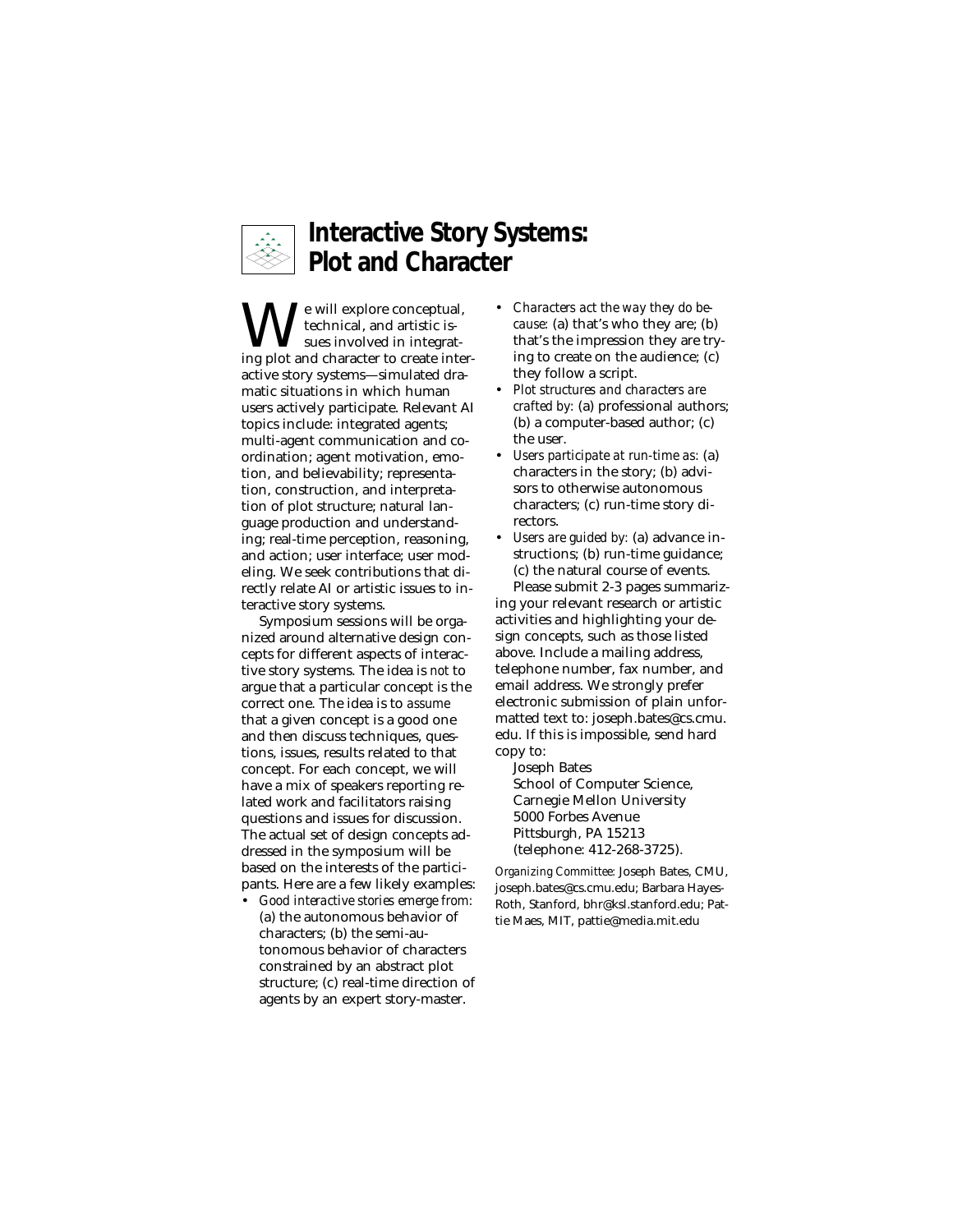# Interactive Story Systems: Plot and Character

We will explore conceptual, technical, and artistic issues involved in integrating plot and character to create interactive story systems—simulated dramatic situations in which human users actively participate. Relevant AI topics include: integrated agents; multi-agent communication and coordination; agent motivation, emotion, and believability; representation, construction, and interpretation of plot structure; natural language production and understanding; real-time perception, reasoning, and action; user interface; user modeling. We seek contributions that directly relate AI or artistic issues to interactive story systems.

Symposium sessions will be organized around alternative design concepts for different aspects of interactive story systems. The idea is *not* to argue that a particular concept is the correct one. The idea is to *assume* that a given concept is a good one and then discuss techniques, questions, issues, results related to that concept. For each concept, we will have a mix of speakers reporting related work and facilitators raising questions and issues for discussion. The actual set of design concepts addressed in the symposium will be based on the interests of the participants. Here are a few likely examples:

- *Good interactive stories emerge from:* (a) the autonomous behavior of characters; (b) the semi-autonomous behavior of characters constrained by an abstract plot structure; (c) real-time direction of agents by an expert story-master.
- *Characters act the way they do because:* (a) that's who they are; (b) that's the impression they are trying to create on the audience; (c) they follow a script.
- *Plot structures and characters are crafted by:* (a) professional authors; (b) a computer-based author; (c) the user.
- *Users participate at run-time as:* (a) characters in the story; (b) advisors to otherwise autonomous characters; (c) run-time story directors.
- *Users are guided by:* (a) advance instructions; (b) run-time guidance; (c) the natural course of events.

Please submit 2-3 pages summarizing your relevant research or artistic activities and highlighting your design concepts, such as those listed above. Include a mailing address, telephone number, fax number, and email address. We strongly prefer electronic submission of plain unformatted text to: joseph.bates@cs.cmu.edu. If this is impossible, send hard copy to:

Joseph Bates  
School of Computer Science,  
Carnegie Mellon University  
5000 Forbes Avenue  
Pittsburgh, PA 15213  
(telephone: 412-268-3725).

*Organizing Committee:* Joseph Bates, CMU, joseph.bates@cs.cmu.edu; Barbara Hayes-Roth, Stanford, bhr@ksl.stanford.edu; Pattie Maes, MIT, pattie@media.mit.edu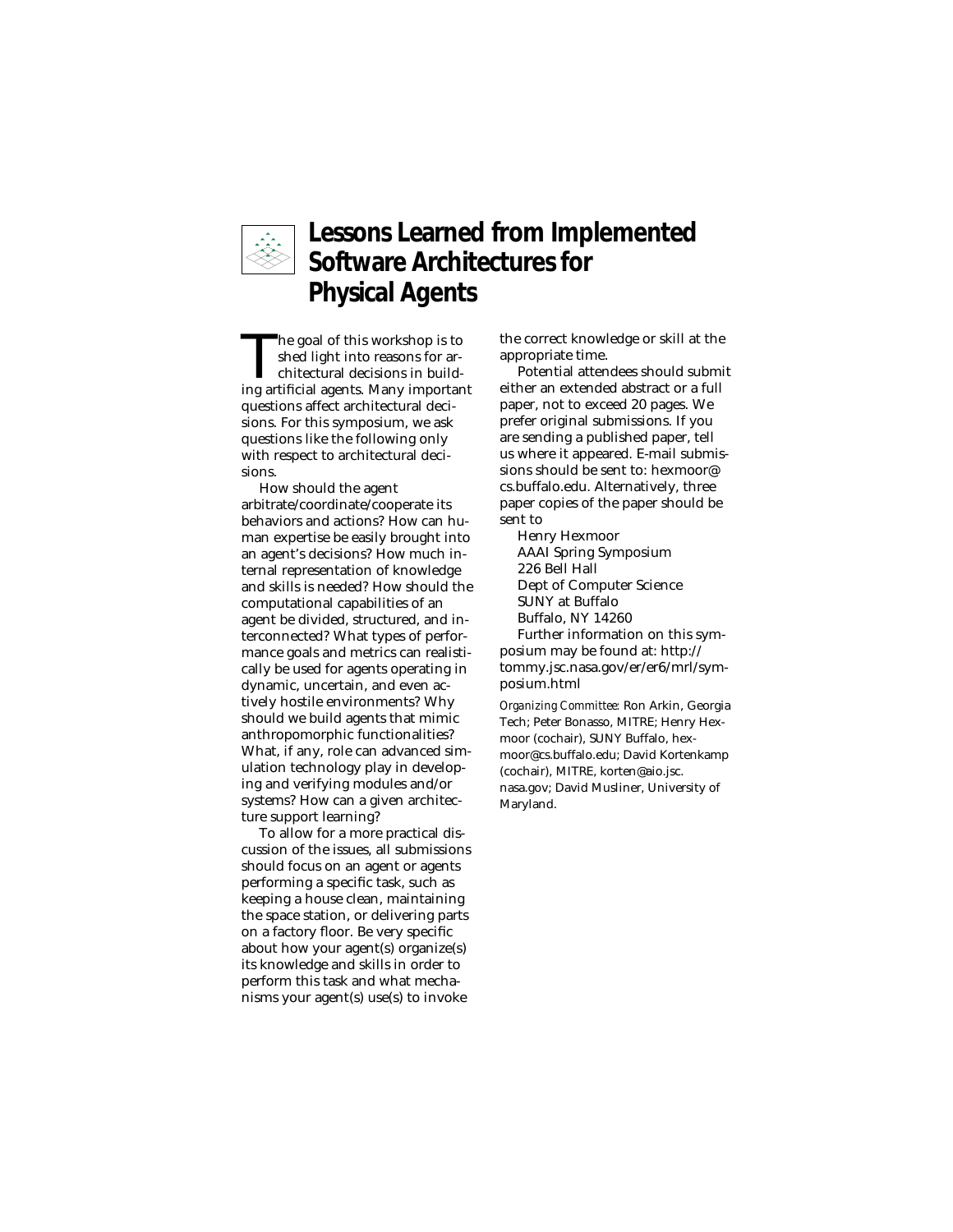# Lessons Learned from Implemented Software Architectures for Physical Agents

The goal of this workshop is to shed light into reasons for architectural decisions in building artificial agents. Many important questions affect architectural decisions. For this symposium, we ask questions like the following only with respect to architectural decisions.

How should the agent arbitrate/coordinate/cooperate its behaviors and actions? How can human expertise be easily brought into an agent's decisions? How much internal representation of knowledge and skills is needed? How should the computational capabilities of an agent be divided, structured, and interconnected? What types of performance goals and metrics can realistically be used for agents operating in dynamic, uncertain, and even actively hostile environments? Why should we build agents that mimic anthropomorphic functionalities? What, if any, role can advanced simulation technology play in developing and verifying modules and/or systems? How can a given architecture support learning?

To allow for a more practical discussion of the issues, all submissions should focus on an agent or agents performing a specific task, such as keeping a house clean, maintaining the space station, or delivering parts on a factory floor. Be very specific about how your agent(s) organize(s) its knowledge and skills in order to perform this task and what mechanisms your agent(s) use(s) to invoke the correct knowledge or skill at the appropriate time.

Potential attendees should submit either an extended abstract or a full paper, not to exceed 20 pages. We prefer original submissions. If you are sending a published paper, tell us where it appeared. E-mail submissions should be sent to: hexmoor@cs.buffalo.edu. Alternatively, three paper copies of the paper should be sent to

Henry Hexmoor  
AAAI Spring Symposium  
226 Bell Hall  
Dept of Computer Science  
SUNY at Buffalo  
Buffalo, NY 14260

Further information on this symposium may be found at: http://tommy.jsc.nasa.gov/er/er6/mrl/symposium.html

*Organizing Committee:* Ron Arkin, Georgia Tech; Peter Bonasso, MITRE; Henry Hexmoor (cochair), SUNY Buffalo, hexmoor@cs.buffalo.edu; David Kortenkamp (cochair), MITRE, korten@aio.jsc.nasa.gov; David Musliner, University of Maryland.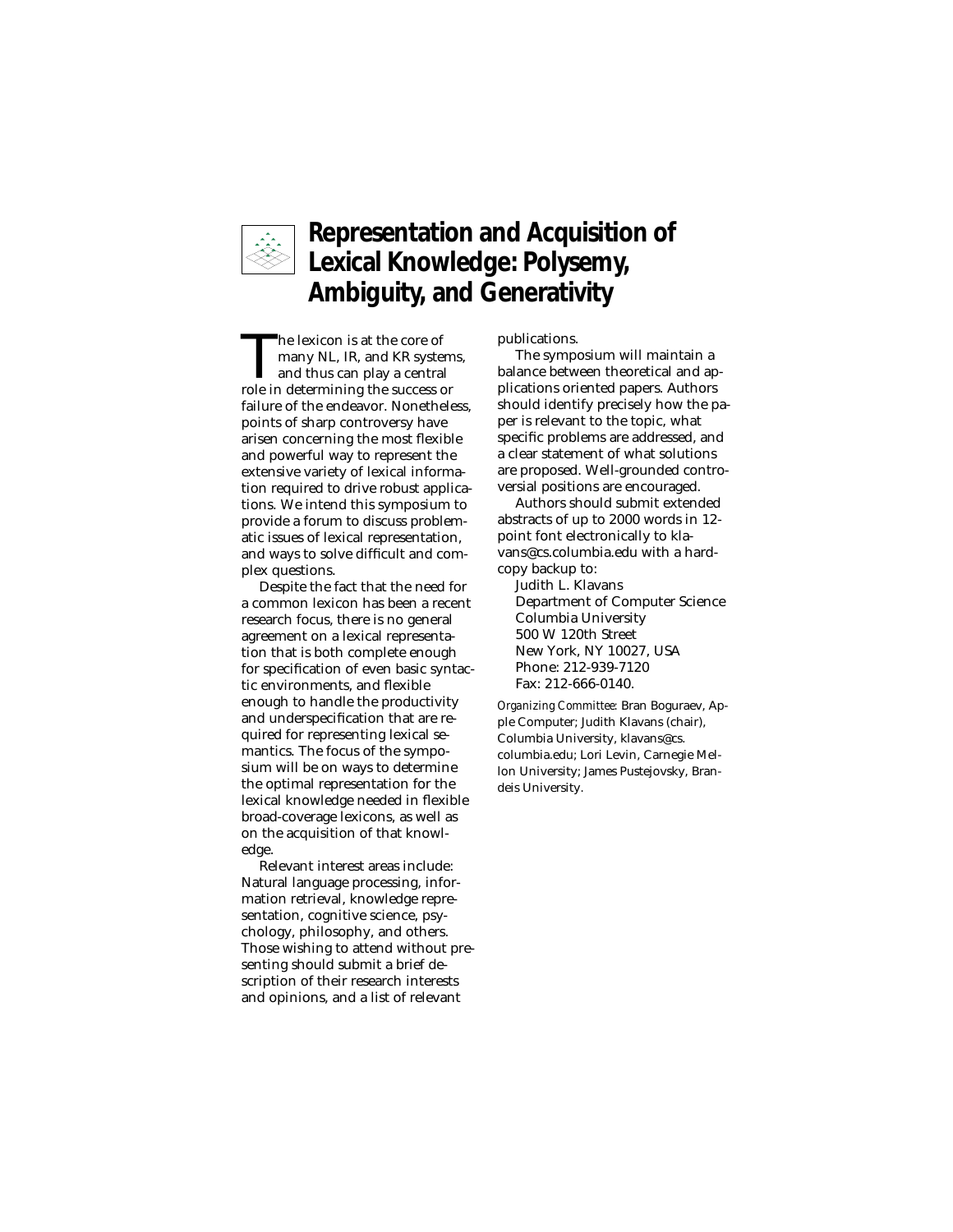# Representation and Acquisition of Lexical Knowledge: Polysemy, Ambiguity, and Generativity

The lexicon is at the core of many NL, IR, and KR systems, and thus can play a central role in determining the success or failure of the endeavor. Nonetheless, points of sharp controversy have arisen concerning the most flexible and powerful way to represent the extensive variety of lexical information required to drive robust applications. We intend this symposium to provide a forum to discuss problematic issues of lexical representation, and ways to solve difficult and complex questions.

Despite the fact that the need for a common lexicon has been a recent research focus, there is no general agreement on a lexical representation that is both complete enough for specification of even basic syntactic environments, and flexible enough to handle the productivity and underspecification that are required for representing lexical semantics. The focus of the symposium will be on ways to determine the optimal representation for the lexical knowledge needed in flexible broad-coverage lexicons, as well as on the acquisition of that knowledge.

Relevant interest areas include: Natural language processing, information retrieval, knowledge representation, cognitive science, psychology, philosophy, and others. Those wishing to attend without presenting should submit a brief description of their research interests and opinions, and a list of relevant publications.

The symposium will maintain a balance between theoretical and applications oriented papers. Authors should identify precisely how the paper is relevant to the topic, what specific problems are addressed, and a clear statement of what solutions are proposed. Well-grounded controversial positions are encouraged.

Authors should submit extended abstracts of up to 2000 words in 12-point font electronically to klavans@cs.columbia.edu with a hardcopy backup to:

Judith L. Klavans
Department of Computer Science
Columbia University
500 W 120th Street
New York, NY 10027, USA
Phone: 212-939-7120
Fax: 212-666-0140.

*Organizing Committee:* Bran Boguraev, Apple Computer; Judith Klavans (chair), Columbia University, klavans@cs.columbia.edu; Lori Levin, Carnegie Mellon University; James Pustejovsky, Brandeis University.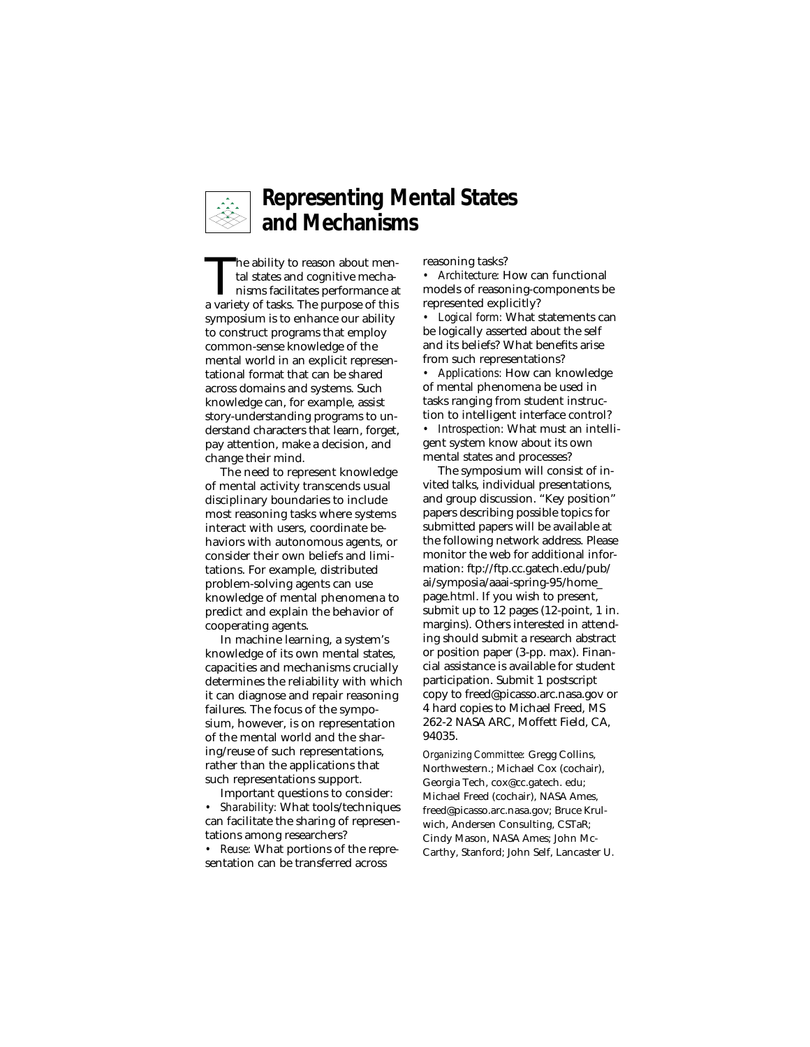# Representing Mental States and Mechanisms

The ability to reason about mental states and cognitive mechanisms facilitates performance at a variety of tasks. The purpose of this symposium is to enhance our ability to construct programs that employ common-sense knowledge of the mental world in an explicit representational format that can be shared across domains and systems. Such knowledge can, for example, assist story-understanding programs to understand characters that learn, forget, pay attention, make a decision, and change their mind.

The need to represent knowledge of mental activity transcends usual disciplinary boundaries to include most reasoning tasks where systems interact with users, coordinate behaviors with autonomous agents, or consider their own beliefs and limitations. For example, distributed problem-solving agents can use knowledge of mental phenomena to predict and explain the behavior of cooperating agents.

In machine learning, a system's knowledge of its own mental states, capacities and mechanisms crucially determines the reliability with which it can diagnose and repair reasoning failures. The focus of the symposium, however, is on representation of the mental world and the sharing/reuse of such representations, rather than the applications that such representations support.

Important questions to consider:

- *Sharability:* What tools/techniques can facilitate the sharing of representations among researchers?
- *Reuse:* What portions of the representation can be transferred across reasoning tasks?
- *Architecture:* How can functional models of reasoning-components be represented explicitly?
- *Logical form:* What statements can be logically asserted about the self and its beliefs? What benefits arise from such representations?
- *Applications:* How can knowledge of mental phenomena be used in tasks ranging from student instruction to intelligent interface control?
- *Introspection:* What must an intelligent system know about its own mental states and processes?

The symposium will consist of invited talks, individual presentations, and group discussion. "Key position" papers describing possible topics for submitted papers will be available at the following network address. Please monitor the web for additional information: ftp://ftp.cc.gatech.edu/pub/ai/symposia/aaai-spring-95/home_page.html. If you wish to present, submit up to 12 pages (12-point, 1 in. margins). Others interested in attending should submit a research abstract or position paper (3-pp. max). Financial assistance is available for student participation. Submit 1 postscript copy to freed@picasso.arc.nasa.gov or 4 hard copies to Michael Freed, MS 262-2 NASA ARC, Moffett Field, CA, 94035.

*Organizing Committee:* Gregg Collins, Northwestern.; Michael Cox (cochair), Georgia Tech, cox@cc.gatech. edu; Michael Freed (cochair), NASA Ames, freed@picasso.arc.nasa.gov; Bruce Krulwich, Andersen Consulting, CSTaR; Cindy Mason, NASA Ames; John McCarthy, Stanford; John Self, Lancaster U.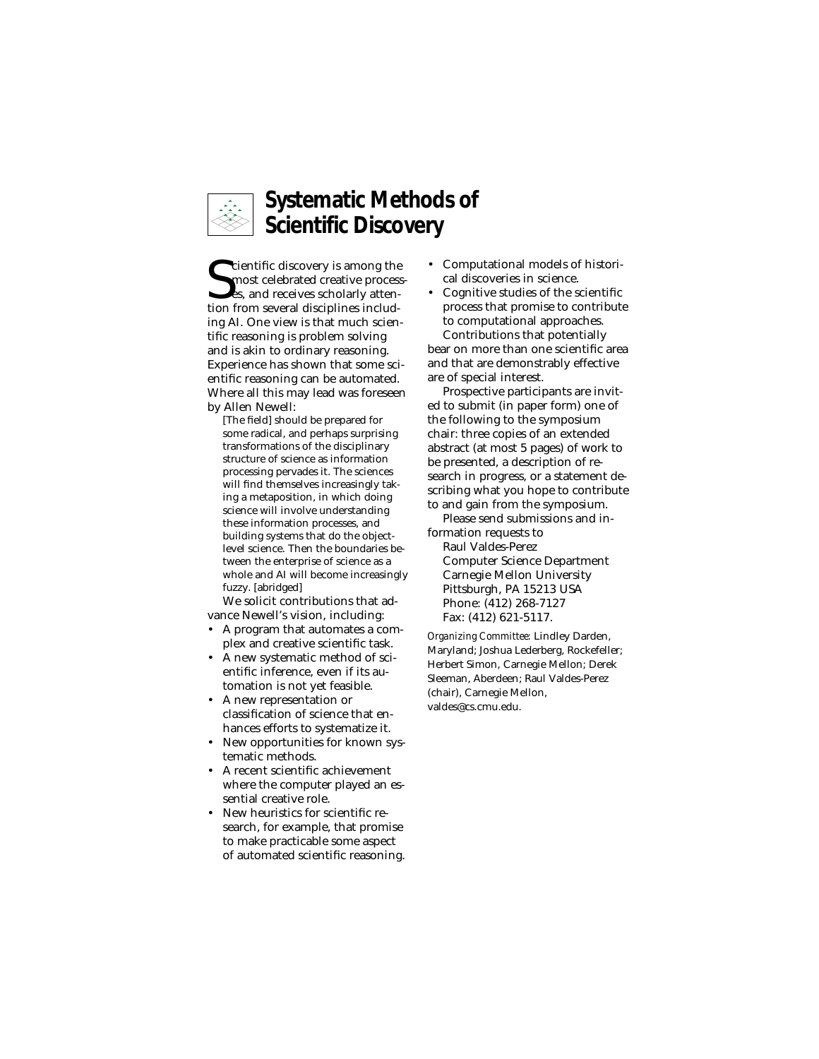# Systematic Methods of Scientific Discovery

Scientific discovery is among the most celebrated creative processes, and receives scholarly attention from several disciplines including AI. One view is that much scientific reasoning is problem solving and is akin to ordinary reasoning. Experience has shown that some scientific reasoning can be automated. Where all this may lead was foreseen by Allen Newell:

> [The field] should be prepared for some radical, and perhaps surprising transformations of the disciplinary structure of science as information processing pervades it. The sciences will find themselves increasingly taking a metaposition, in which doing science will involve understanding these information processes, and building systems that do the object-level science. Then the boundaries between the enterprise of science as a whole and AI will become increasingly fuzzy. [abridged]

We solicit contributions that advance Newell's vision, including:

- A program that automates a complex and creative scientific task.
- A new systematic method of scientific inference, even if its automation is not yet feasible.
- A new representation or classification of science that enhances efforts to systematize it.
- New opportunities for known systematic methods.
- A recent scientific achievement where the computer played an essential creative role.
- New heuristics for scientific research, for example, that promise to make practicable some aspect of automated scientific reasoning.
- Computational models of historical discoveries in science.
- Cognitive studies of the scientific process that promise to contribute to computational approaches.

Contributions that potentially bear on more than one scientific area and that are demonstrably effective are of special interest.

Prospective participants are invited to submit (in paper form) one of the following to the symposium chair: three copies of an extended abstract (at most 5 pages) of work to be presented, a description of research in progress, or a statement describing what you hope to contribute to and gain from the symposium.

Please send submissions and information requests to

Raul Valdes-Perez
Computer Science Department
Carnegie Mellon University
Pittsburgh, PA 15213 USA
Phone: (412) 268-7127
Fax: (412) 621-5117.

*Organizing Committee:* Lindley Darden, Maryland; Joshua Lederberg, Rockefeller; Herbert Simon, Carnegie Mellon; Derek Sleeman, Aberdeen; Raul Valdes-Perez (chair), Carnegie Mellon, valdes@cs.cmu.edu.